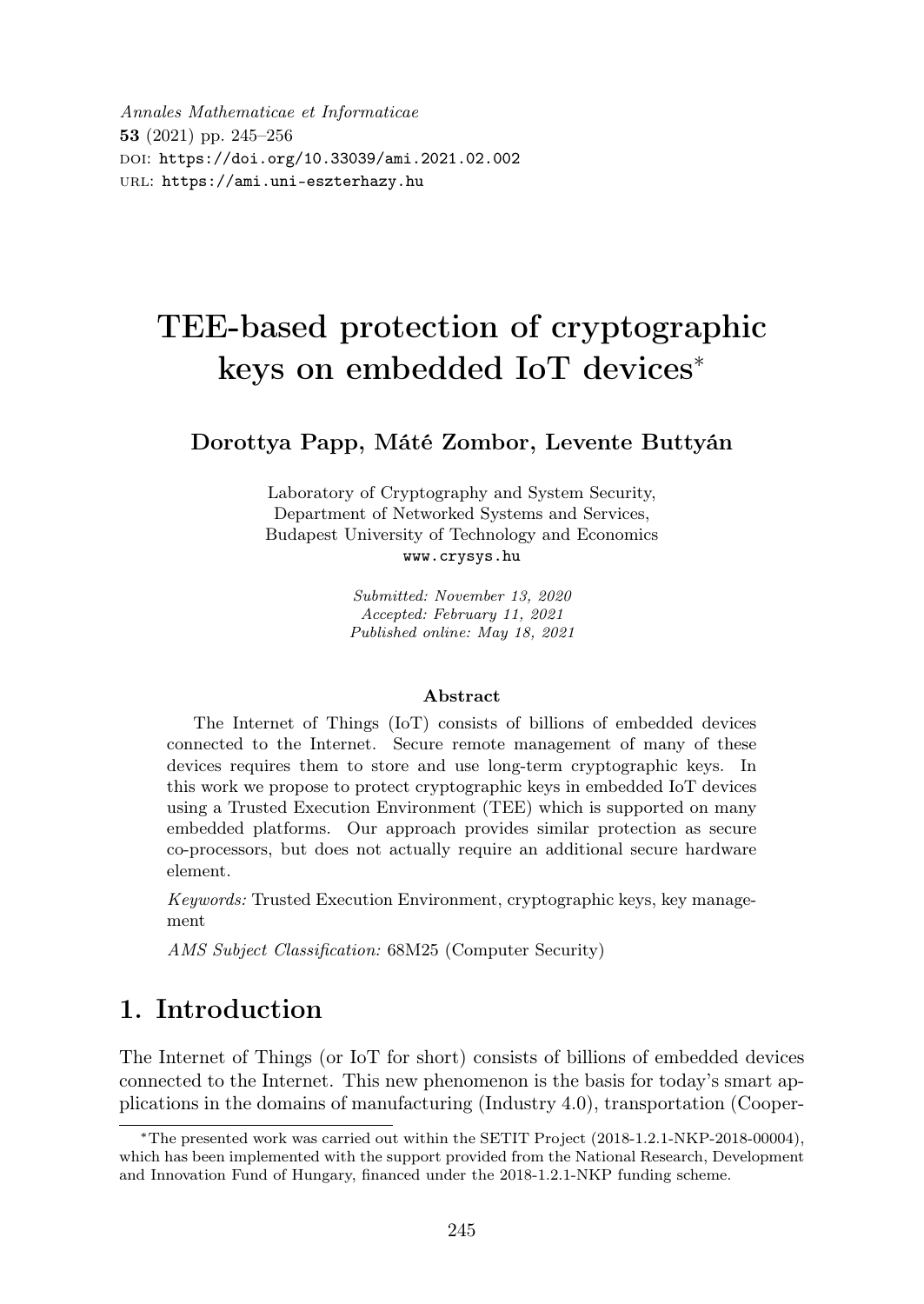Annales Mathematicae et Informaticae
**53** (2021) pp. 245–256
DOI: https://doi.org/10.33039/ami.2021.02.002
URL: https://ami.uni-eszterhazy.hu

# TEE-based protection of cryptographic keys on embedded IoT devices*

**Dorottya Papp, Máté Zombor, Levente Buttyán**

Laboratory of Cryptography and System Security,
Department of Networked Systems and Services,
Budapest University of Technology and Economics
www.crysys.hu

*Submitted: November 13, 2020*
*Accepted: February 11, 2021*
*Published online: May 18, 2021*

**Abstract**

The Internet of Things (IoT) consists of billions of embedded devices connected to the Internet. Secure remote management of many of these devices requires them to store and use long-term cryptographic keys. In this work we propose to protect cryptographic keys in embedded IoT devices using a Trusted Execution Environment (TEE) which is supported on many embedded platforms. Our approach provides similar protection as secure co-processors, but does not actually require an additional secure hardware element.

*Keywords:* Trusted Execution Environment, cryptographic keys, key management

*AMS Subject Classification:* 68M25 (Computer Security)

## 1. Introduction

The Internet of Things (or IoT for short) consists of billions of embedded devices connected to the Internet. This new phenomenon is the basis for today's smart applications in the domains of manufacturing (Industry 4.0), transportation (Cooper-

*The presented work was carried out within the SETIT Project (2018-1.2.1-NKP-2018-00004), which has been implemented with the support provided from the National Research, Development and Innovation Fund of Hungary, financed under the 2018-1.2.1-NKP funding scheme.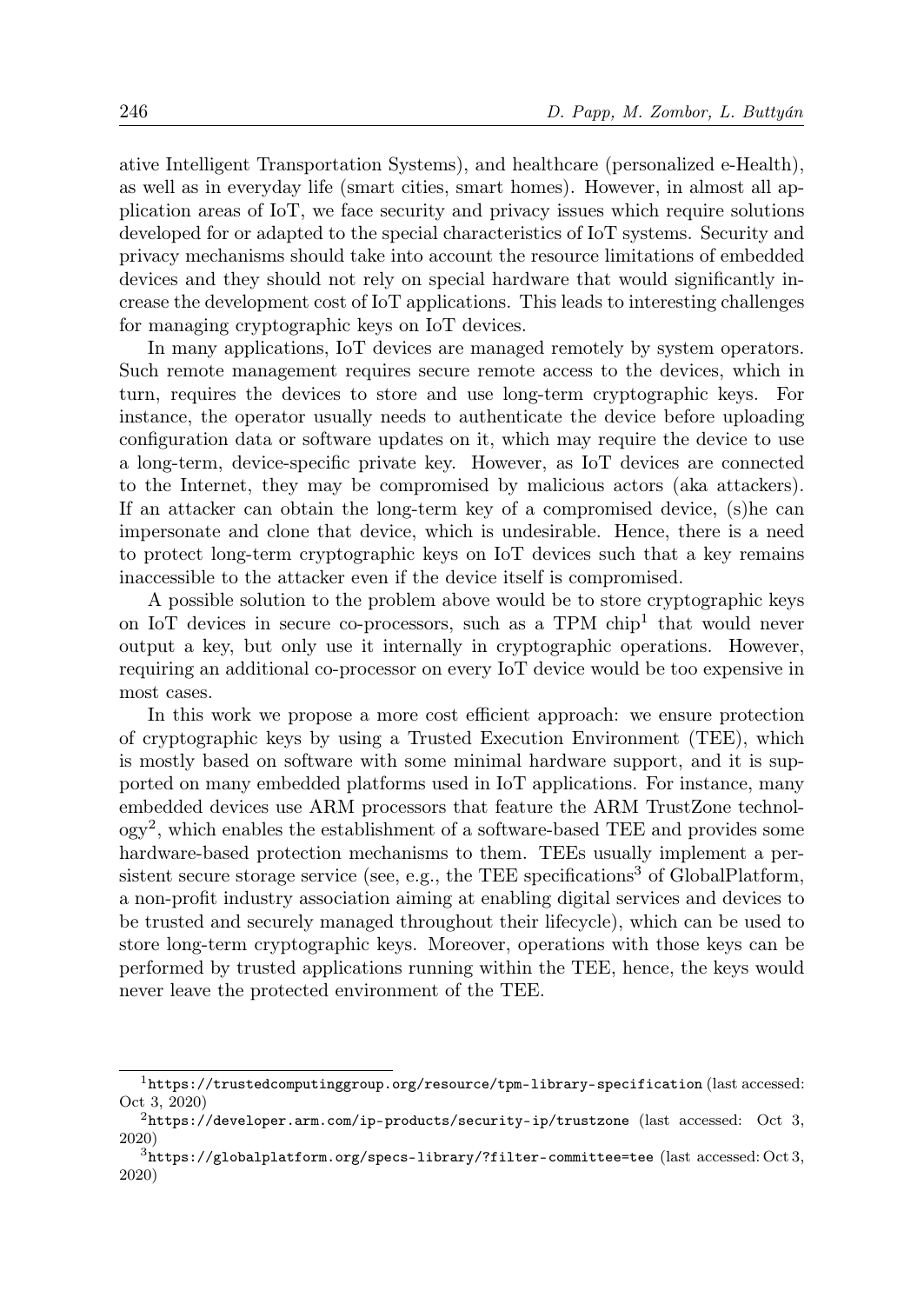ative Intelligent Transportation Systems), and healthcare (personalized e-Health), as well as in everyday life (smart cities, smart homes). However, in almost all application areas of IoT, we face security and privacy issues which require solutions developed for or adapted to the special characteristics of IoT systems. Security and privacy mechanisms should take into account the resource limitations of embedded devices and they should not rely on special hardware that would significantly increase the development cost of IoT applications. This leads to interesting challenges for managing cryptographic keys on IoT devices.

In many applications, IoT devices are managed remotely by system operators. Such remote management requires secure remote access to the devices, which in turn, requires the devices to store and use long-term cryptographic keys. For instance, the operator usually needs to authenticate the device before uploading configuration data or software updates on it, which may require the device to use a long-term, device-specific private key. However, as IoT devices are connected to the Internet, they may be compromised by malicious actors (aka attackers). If an attacker can obtain the long-term key of a compromised device, (s)he can impersonate and clone that device, which is undesirable. Hence, there is a need to protect long-term cryptographic keys on IoT devices such that a key remains inaccessible to the attacker even if the device itself is compromised.

A possible solution to the problem above would be to store cryptographic keys on IoT devices in secure co-processors, such as a TPM chip[1] that would never output a key, but only use it internally in cryptographic operations. However, requiring an additional co-processor on every IoT device would be too expensive in most cases.

In this work we propose a more cost efficient approach: we ensure protection of cryptographic keys by using a Trusted Execution Environment (TEE), which is mostly based on software with some minimal hardware support, and it is supported on many embedded platforms used in IoT applications. For instance, many embedded devices use ARM processors that feature the ARM TrustZone technology[2], which enables the establishment of a software-based TEE and provides some hardware-based protection mechanisms to them. TEEs usually implement a persistent secure storage service (see, e.g., the TEE specifications[3] of GlobalPlatform, a non-profit industry association aiming at enabling digital services and devices to be trusted and securely managed throughout their lifecycle), which can be used to store long-term cryptographic keys. Moreover, operations with those keys can be performed by trusted applications running within the TEE, hence, the keys would never leave the protected environment of the TEE.

---

[1] `https://trustedcomputinggroup.org/resource/tpm-library-specification` (last accessed: Oct 3, 2020)

[2] `https://developer.arm.com/ip-products/security-ip/trustzone` (last accessed: Oct 3, 2020)

[3] `https://globalplatform.org/specs-library/?filter-committee=tee` (last accessed: Oct 3, 2020)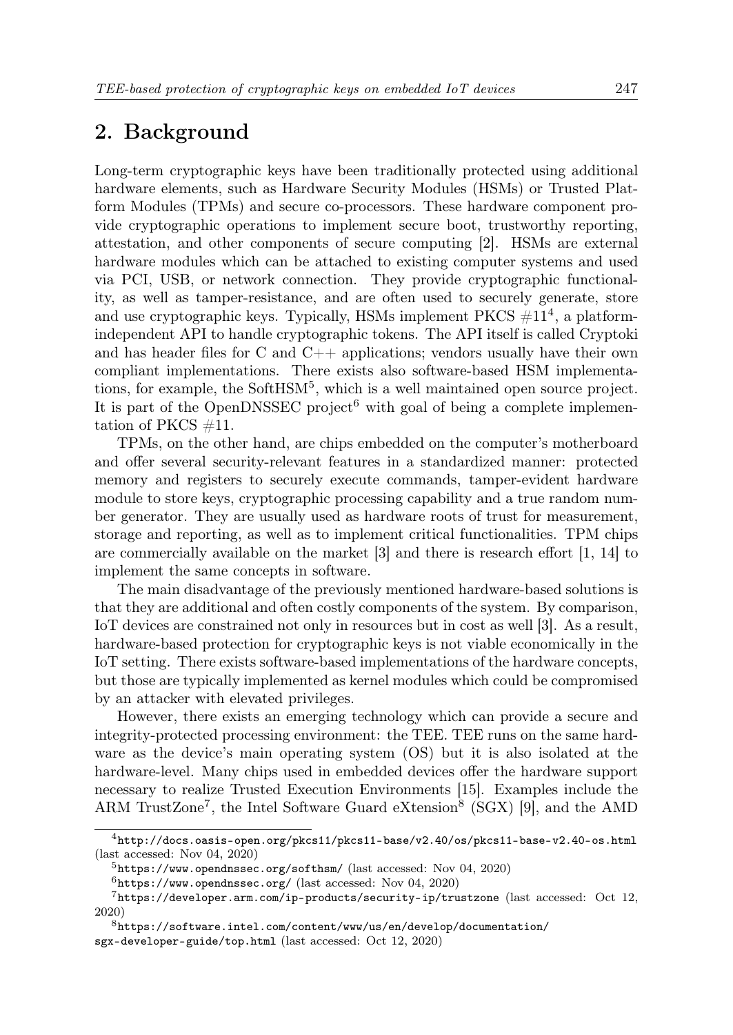## 2. Background

Long-term cryptographic keys have been traditionally protected using additional hardware elements, such as Hardware Security Modules (HSMs) or Trusted Platform Modules (TPMs) and secure co-processors. These hardware component provide cryptographic operations to implement secure boot, trustworthy reporting, attestation, and other components of secure computing [2]. HSMs are external hardware modules which can be attached to existing computer systems and used via PCI, USB, or network connection. They provide cryptographic functionality, as well as tamper-resistance, and are often used to securely generate, store and use cryptographic keys. Typically, HSMs implement PKCS #11[4], a platform-independent API to handle cryptographic tokens. The API itself is called Cryptoki and has header files for C and C++ applications; vendors usually have their own compliant implementations. There exists also software-based HSM implementations, for example, the SoftHSM[5], which is a well maintained open source project. It is part of the OpenDNSSEC project[6] with goal of being a complete implementation of PKCS #11.

TPMs, on the other hand, are chips embedded on the computer's motherboard and offer several security-relevant features in a standardized manner: protected memory and registers to securely execute commands, tamper-evident hardware module to store keys, cryptographic processing capability and a true random number generator. They are usually used as hardware roots of trust for measurement, storage and reporting, as well as to implement critical functionalities. TPM chips are commercially available on the market [3] and there is research effort [1, 14] to implement the same concepts in software.

The main disadvantage of the previously mentioned hardware-based solutions is that they are additional and often costly components of the system. By comparison, IoT devices are constrained not only in resources but in cost as well [3]. As a result, hardware-based protection for cryptographic keys is not viable economically in the IoT setting. There exists software-based implementations of the hardware concepts, but those are typically implemented as kernel modules which could be compromised by an attacker with elevated privileges.

However, there exists an emerging technology which can provide a secure and integrity-protected processing environment: the TEE. TEE runs on the same hardware as the device's main operating system (OS) but it is also isolated at the hardware-level. Many chips used in embedded devices offer the hardware support necessary to realize Trusted Execution Environments [15]. Examples include the ARM TrustZone[7], the Intel Software Guard eXtension[8] (SGX) [9], and the AMD

---

[4] http://docs.oasis-open.org/pkcs11/pkcs11-base/v2.40/os/pkcs11-base-v2.40-os.html (last accessed: Nov 04, 2020)

[5] https://www.opendnssec.org/softhsm/ (last accessed: Nov 04, 2020)

[6] https://www.opendnssec.org/ (last accessed: Nov 04, 2020)

[7] https://developer.arm.com/ip-products/security-ip/trustzone (last accessed: Oct 12, 2020)

[8] https://software.intel.com/content/www/us/en/develop/documentation/sgx-developer-guide/top.html (last accessed: Oct 12, 2020)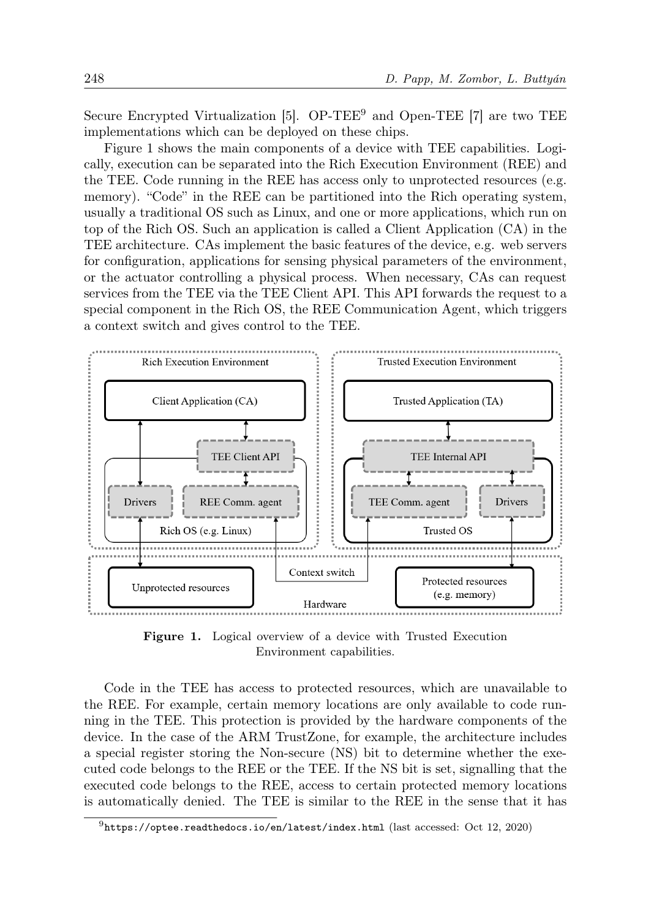Secure Encrypted Virtualization [5]. OP-TEE[9] and Open-TEE [7] are two TEE implementations which can be deployed on these chips.

Figure 1 shows the main components of a device with TEE capabilities. Logically, execution can be separated into the Rich Execution Environment (REE) and the TEE. Code running in the REE has access only to unprotected resources (e.g. memory). "Code" in the REE can be partitioned into the Rich operating system, usually a traditional OS such as Linux, and one or more applications, which run on top of the Rich OS. Such an application is called a Client Application (CA) in the TEE architecture. CAs implement the basic features of the device, e.g. web servers for configuration, applications for sensing physical parameters of the environment, or the actuator controlling a physical process. When necessary, CAs can request services from the TEE via the TEE Client API. This API forwards the request to a special component in the Rich OS, the REE Communication Agent, which triggers a context switch and gives control to the TEE.

**Figure 1.** Logical overview of a device with Trusted Execution Environment capabilities.

Code in the TEE has access to protected resources, which are unavailable to the REE. For example, certain memory locations are only available to code running in the TEE. This protection is provided by the hardware components of the device. In the case of the ARM TrustZone, for example, the architecture includes a special register storing the Non-secure (NS) bit to determine whether the executed code belongs to the REE or the TEE. If the NS bit is set, signalling that the executed code belongs to the REE, access to certain protected memory locations is automatically denied. The TEE is similar to the REE in the sense that it has

[9] `https://optee.readthedocs.io/en/latest/index.html` (last accessed: Oct 12, 2020)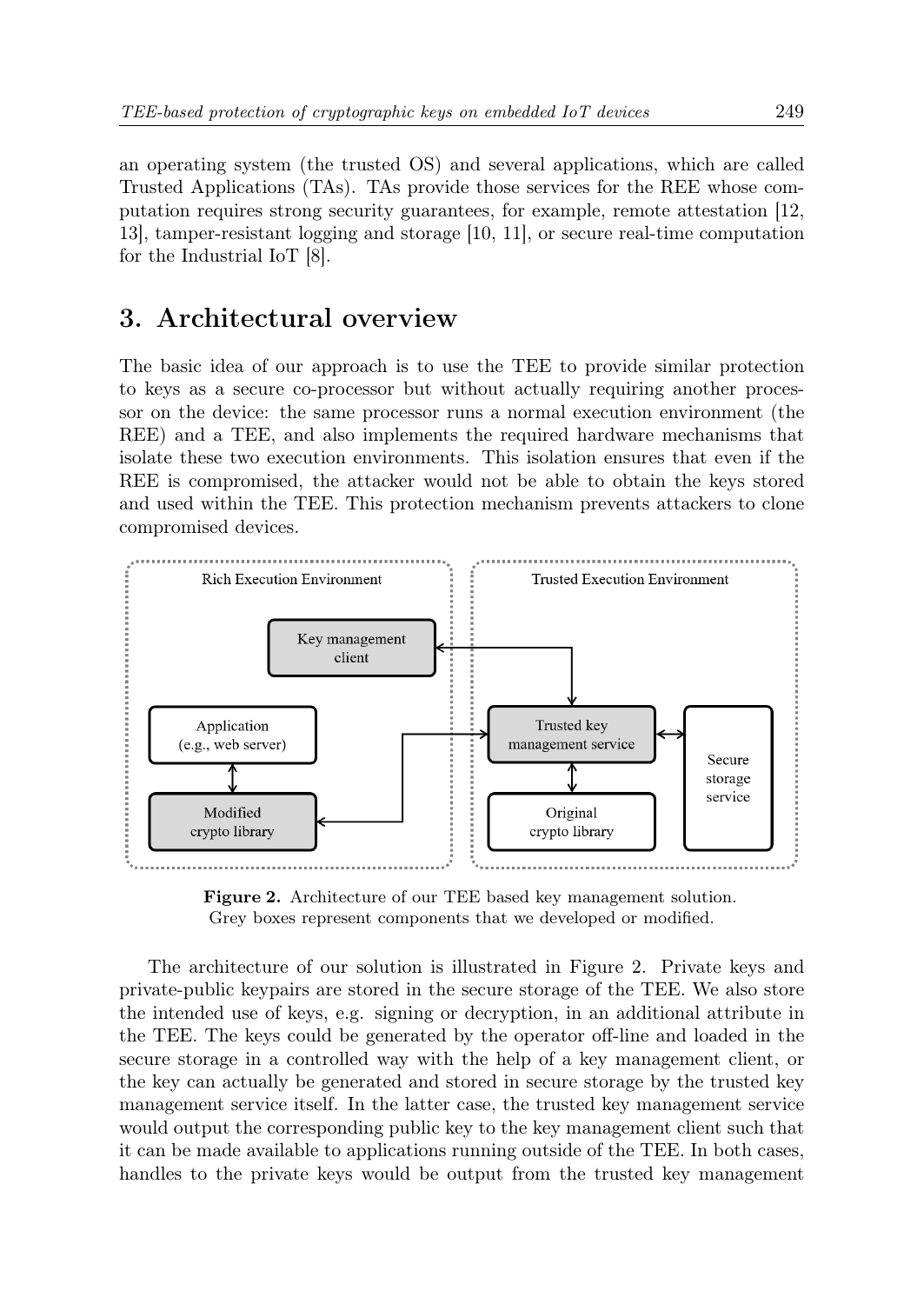an operating system (the trusted OS) and several applications, which are called Trusted Applications (TAs). TAs provide those services for the REE whose computation requires strong security guarantees, for example, remote attestation [12, 13], tamper-resistant logging and storage [10, 11], or secure real-time computation for the Industrial IoT [8].

## 3. Architectural overview

The basic idea of our approach is to use the TEE to provide similar protection to keys as a secure co-processor but without actually requiring another processor on the device: the same processor runs a normal execution environment (the REE) and a TEE, and also implements the required hardware mechanisms that isolate these two execution environments. This isolation ensures that even if the REE is compromised, the attacker would not be able to obtain the keys stored and used within the TEE. This protection mechanism prevents attackers to clone compromised devices.

**Figure 2.** Architecture of our TEE based key management solution. Grey boxes represent components that we developed or modified.

The architecture of our solution is illustrated in Figure 2. Private keys and private-public keypairs are stored in the secure storage of the TEE. We also store the intended use of keys, e.g. signing or decryption, in an additional attribute in the TEE. The keys could be generated by the operator off-line and loaded in the secure storage in a controlled way with the help of a key management client, or the key can actually be generated and stored in secure storage by the trusted key management service itself. In the latter case, the trusted key management service would output the corresponding public key to the key management client such that it can be made available to applications running outside of the TEE. In both cases, handles to the private keys would be output from the trusted key management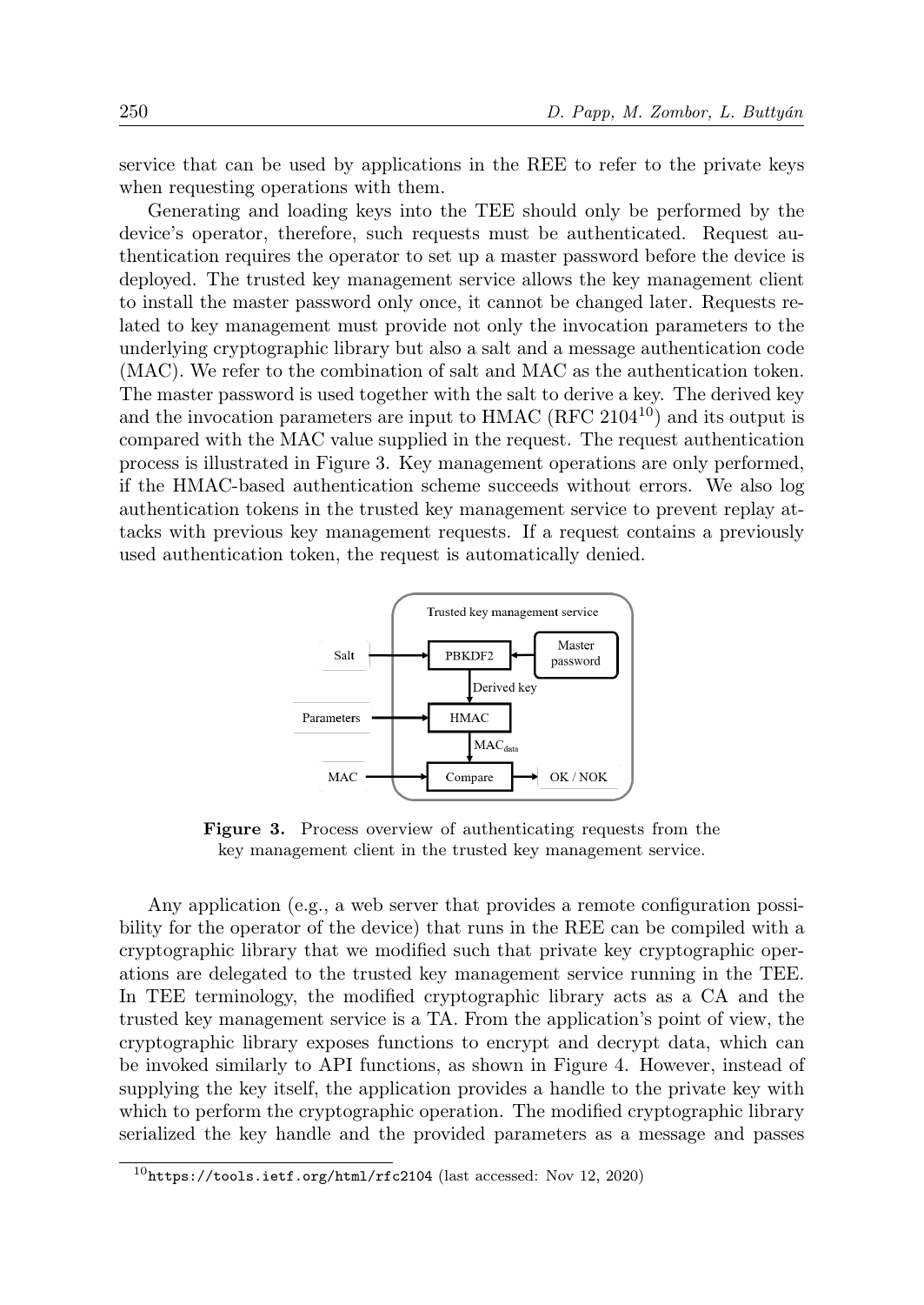service that can be used by applications in the REE to refer to the private keys when requesting operations with them.

Generating and loading keys into the TEE should only be performed by the device's operator, therefore, such requests must be authenticated. Request authentication requires the operator to set up a master password before the device is deployed. The trusted key management service allows the key management client to install the master password only once, it cannot be changed later. Requests related to key management must provide not only the invocation parameters to the underlying cryptographic library but also a salt and a message authentication code (MAC). We refer to the combination of salt and MAC as the authentication token. The master password is used together with the salt to derive a key. The derived key and the invocation parameters are input to HMAC (RFC 2104[10]) and its output is compared with the MAC value supplied in the request. The request authentication process is illustrated in Figure 3. Key management operations are only performed, if the HMAC-based authentication scheme succeeds without errors. We also log authentication tokens in the trusted key management service to prevent replay attacks with previous key management requests. If a request contains a previously used authentication token, the request is automatically denied.

**Figure 3.** Process overview of authenticating requests from the key management client in the trusted key management service.

Any application (e.g., a web server that provides a remote configuration possibility for the operator of the device) that runs in the REE can be compiled with a cryptographic library that we modified such that private key cryptographic operations are delegated to the trusted key management service running in the TEE. In TEE terminology, the modified cryptographic library acts as a CA and the trusted key management service is a TA. From the application's point of view, the cryptographic library exposes functions to encrypt and decrypt data, which can be invoked similarly to API functions, as shown in Figure 4. However, instead of supplying the key itself, the application provides a handle to the private key with which to perform the cryptographic operation. The modified cryptographic library serialized the key handle and the provided parameters as a message and passes

[10] https://tools.ietf.org/html/rfc2104 (last accessed: Nov 12, 2020)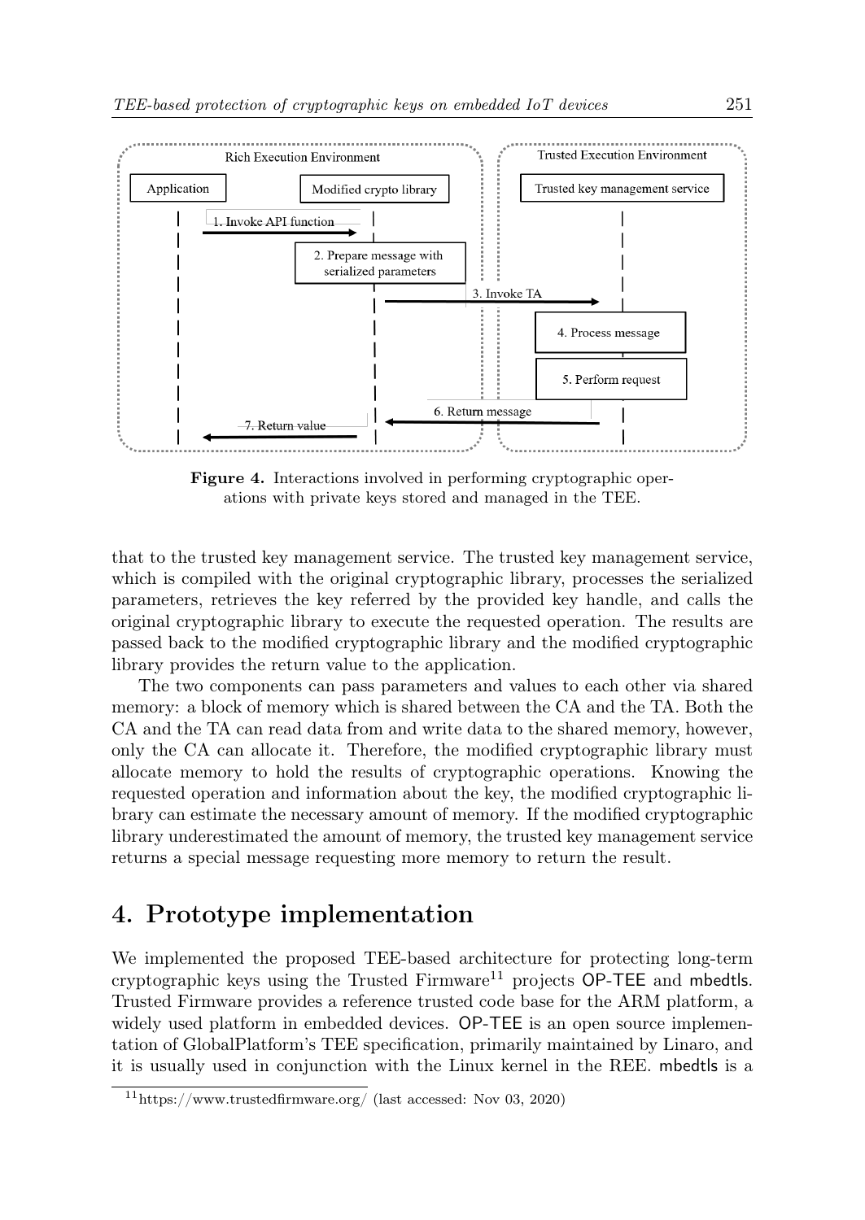**Figure 4.** Interactions involved in performing cryptographic operations with private keys stored and managed in the TEE.

that to the trusted key management service. The trusted key management service, which is compiled with the original cryptographic library, processes the serialized parameters, retrieves the key referred by the provided key handle, and calls the original cryptographic library to execute the requested operation. The results are passed back to the modified cryptographic library and the modified cryptographic library provides the return value to the application.

The two components can pass parameters and values to each other via shared memory: a block of memory which is shared between the CA and the TA. Both the CA and the TA can read data from and write data to the shared memory, however, only the CA can allocate it. Therefore, the modified cryptographic library must allocate memory to hold the results of cryptographic operations. Knowing the requested operation and information about the key, the modified cryptographic library can estimate the necessary amount of memory. If the modified cryptographic library underestimated the amount of memory, the trusted key management service returns a special message requesting more memory to return the result.

## 4. Prototype implementation

We implemented the proposed TEE-based architecture for protecting long-term cryptographic keys using the Trusted Firmware[11] projects OP-TEE and mbedtls. Trusted Firmware provides a reference trusted code base for the ARM platform, a widely used platform in embedded devices. OP-TEE is an open source implementation of GlobalPlatform's TEE specification, primarily maintained by Linaro, and it is usually used in conjunction with the Linux kernel in the REE. mbedtls is a

[11] https://www.trustedfirmware.org/ (last accessed: Nov 03, 2020)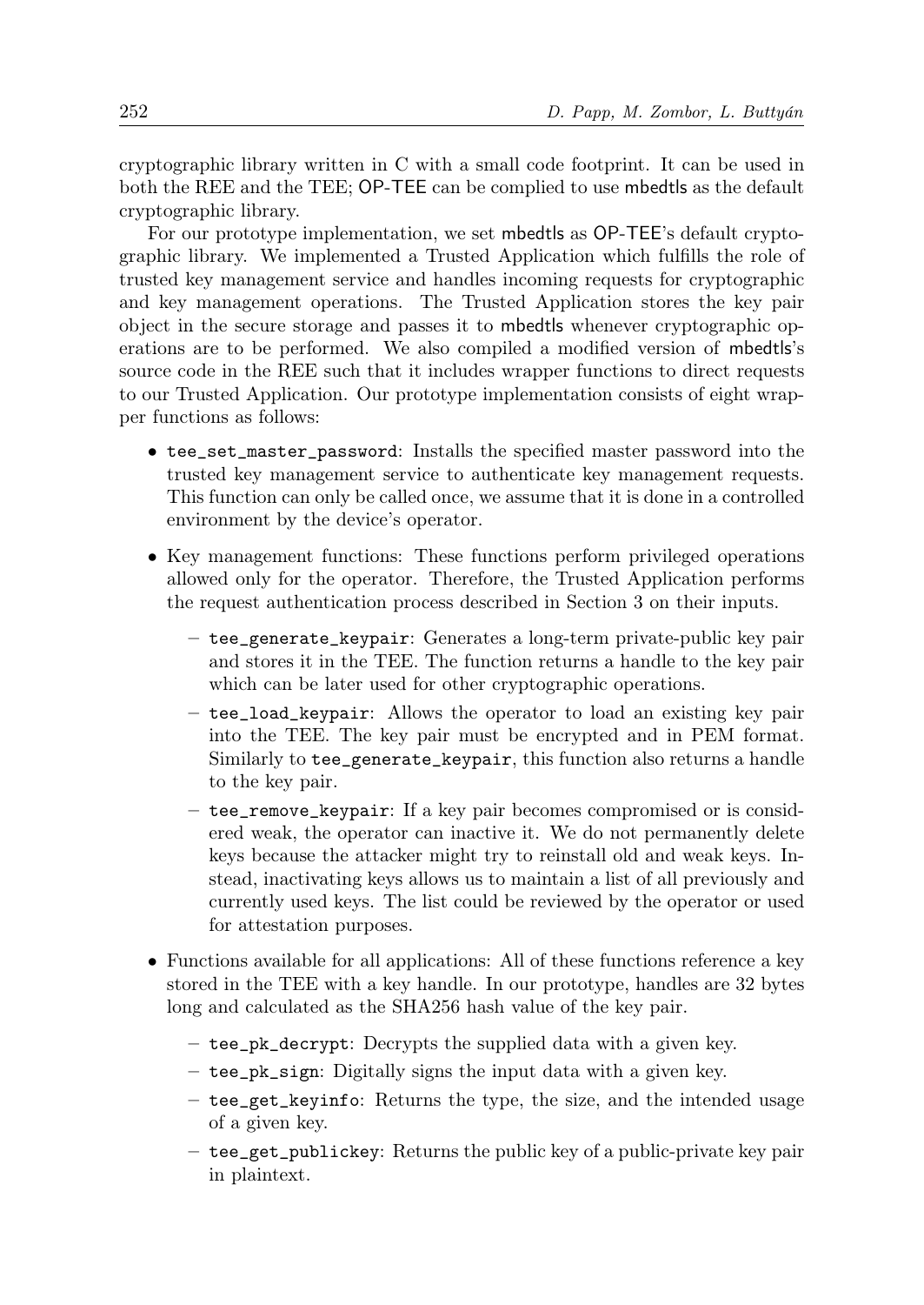cryptographic library written in C with a small code footprint. It can be used in both the REE and the TEE; OP-TEE can be complied to use mbedtls as the default cryptographic library.

For our prototype implementation, we set mbedtls as OP-TEE's default cryptographic library. We implemented a Trusted Application which fulfills the role of trusted key management service and handles incoming requests for cryptographic and key management operations. The Trusted Application stores the key pair object in the secure storage and passes it to mbedtls whenever cryptographic operations are to be performed. We also compiled a modified version of mbedtls's source code in the REE such that it includes wrapper functions to direct requests to our Trusted Application. Our prototype implementation consists of eight wrapper functions as follows:

- `tee_set_master_password`: Installs the specified master password into the trusted key management service to authenticate key management requests. This function can only be called once, we assume that it is done in a controlled environment by the device's operator.
- Key management functions: These functions perform privileged operations allowed only for the operator. Therefore, the Trusted Application performs the request authentication process described in Section 3 on their inputs.
  - `tee_generate_keypair`: Generates a long-term private-public key pair and stores it in the TEE. The function returns a handle to the key pair which can be later used for other cryptographic operations.
  - `tee_load_keypair`: Allows the operator to load an existing key pair into the TEE. The key pair must be encrypted and in PEM format. Similarly to `tee_generate_keypair`, this function also returns a handle to the key pair.
  - `tee_remove_keypair`: If a key pair becomes compromised or is considered weak, the operator can inactive it. We do not permanently delete keys because the attacker might try to reinstall old and weak keys. Instead, inactivating keys allows us to maintain a list of all previously and currently used keys. The list could be reviewed by the operator or used for attestation purposes.
- Functions available for all applications: All of these functions reference a key stored in the TEE with a key handle. In our prototype, handles are 32 bytes long and calculated as the SHA256 hash value of the key pair.
  - `tee_pk_decrypt`: Decrypts the supplied data with a given key.
  - `tee_pk_sign`: Digitally signs the input data with a given key.
  - `tee_get_keyinfo`: Returns the type, the size, and the intended usage of a given key.
  - `tee_get_publickey`: Returns the public key of a public-private key pair in plaintext.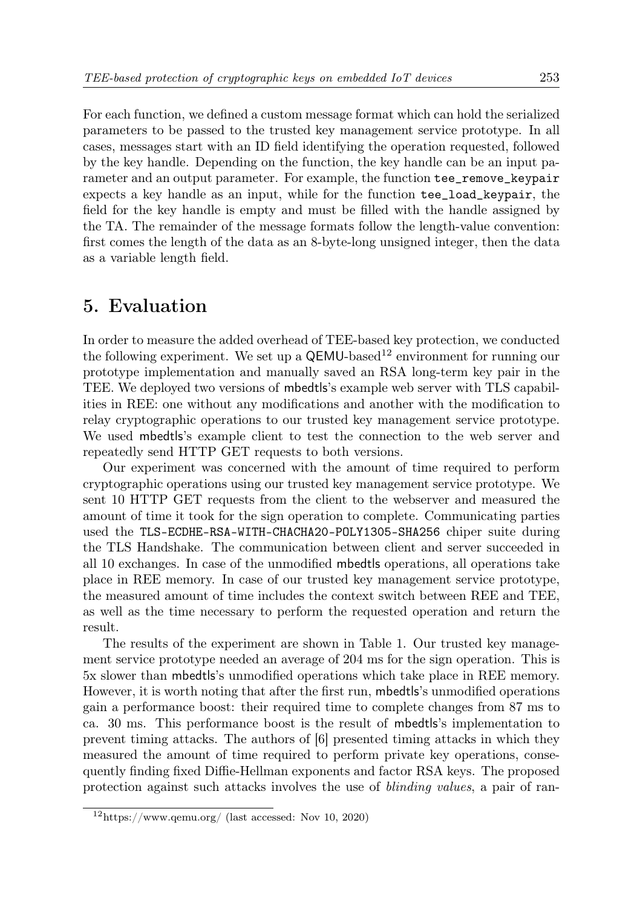For each function, we defined a custom message format which can hold the serialized parameters to be passed to the trusted key management service prototype. In all cases, messages start with an ID field identifying the operation requested, followed by the key handle. Depending on the function, the key handle can be an input parameter and an output parameter. For example, the function `tee_remove_keypair` expects a key handle as an input, while for the function `tee_load_keypair`, the field for the key handle is empty and must be filled with the handle assigned by the TA. The remainder of the message formats follow the length-value convention: first comes the length of the data as an 8-byte-long unsigned integer, then the data as a variable length field.

## 5. Evaluation

In order to measure the added overhead of TEE-based key protection, we conducted the following experiment. We set up a QEMU-based[12] environment for running our prototype implementation and manually saved an RSA long-term key pair in the TEE. We deployed two versions of mbedtls's example web server with TLS capabilities in REE: one without any modifications and another with the modification to relay cryptographic operations to our trusted key management service prototype. We used mbedtls's example client to test the connection to the web server and repeatedly send HTTP GET requests to both versions.

Our experiment was concerned with the amount of time required to perform cryptographic operations using our trusted key management service prototype. We sent 10 HTTP GET requests from the client to the webserver and measured the amount of time it took for the sign operation to complete. Communicating parties used the `TLS-ECDHE-RSA-WITH-CHACHA20-POLY1305-SHA256` chiper suite during the TLS Handshake. The communication between client and server succeeded in all 10 exchanges. In case of the unmodified mbedtls operations, all operations take place in REE memory. In case of our trusted key management service prototype, the measured amount of time includes the context switch between REE and TEE, as well as the time necessary to perform the requested operation and return the result.

The results of the experiment are shown in Table 1. Our trusted key management service prototype needed an average of 204 ms for the sign operation. This is 5x slower than mbedtls's unmodified operations which take place in REE memory. However, it is worth noting that after the first run, mbedtls's unmodified operations gain a performance boost: their required time to complete changes from 87 ms to ca. 30 ms. This performance boost is the result of mbedtls's implementation to prevent timing attacks. The authors of [6] presented timing attacks in which they measured the amount of time required to perform private key operations, consequently finding fixed Diffie-Hellman exponents and factor RSA keys. The proposed protection against such attacks involves the use of *blinding values*, a pair of ran-

[12] https://www.qemu.org/ (last accessed: Nov 10, 2020)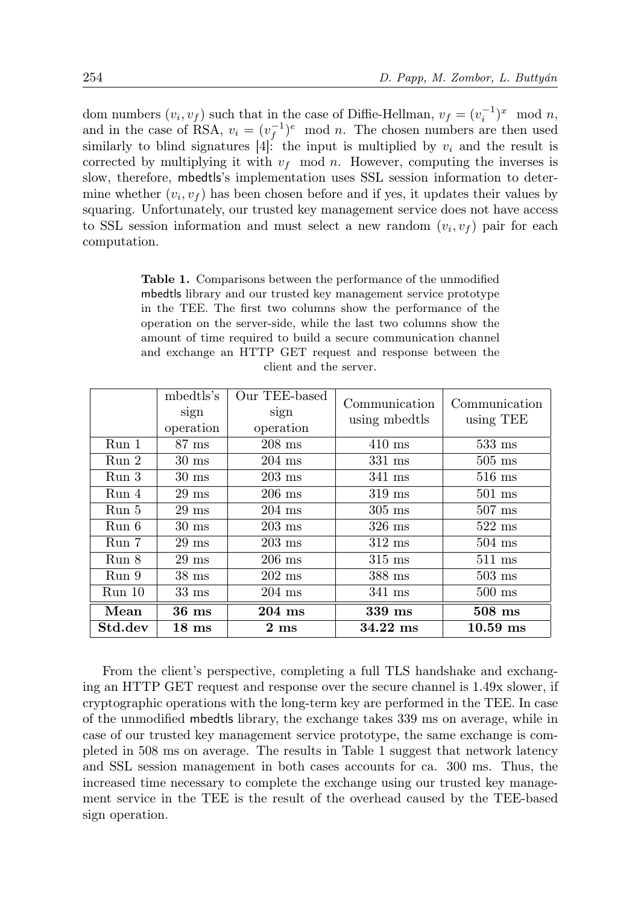dom numbers $(v_i, v_f)$ such that in the case of Diffie-Hellman, $v_f = (v_i^{-1})^x \mod n$, and in the case of RSA, $v_i = (v_f^{-1})^e \mod n$. The chosen numbers are then used similarly to blind signatures [4]: the input is multiplied by $v_i$ and the result is corrected by multiplying it with $v_f \mod n$. However, computing the inverses is slow, therefore, mbedtls's implementation uses SSL session information to determine whether $(v_i, v_f)$ has been chosen before and if yes, it updates their values by squaring. Unfortunately, our trusted key management service does not have access to SSL session information and must select a new random $(v_i, v_f)$ pair for each computation.

**Table 1.** Comparisons between the performance of the unmodified mbedtls library and our trusted key management service prototype in the TEE. The first two columns show the performance of the operation on the server-side, while the last two columns show the amount of time required to build a secure communication channel and exchange an HTTP GET request and response between the client and the server.

| | mbedtls's sign operation | Our TEE-based sign operation | Communication using mbedtls | Communication using TEE |
|---|---|---|---|---|
| Run 1 | 87 ms | 208 ms | 410 ms | 533 ms |
| Run 2 | 30 ms | 204 ms | 331 ms | 505 ms |
| Run 3 | 30 ms | 203 ms | 341 ms | 516 ms |
| Run 4 | 29 ms | 206 ms | 319 ms | 501 ms |
| Run 5 | 29 ms | 204 ms | 305 ms | 507 ms |
| Run 6 | 30 ms | 203 ms | 326 ms | 522 ms |
| Run 7 | 29 ms | 203 ms | 312 ms | 504 ms |
| Run 8 | 29 ms | 206 ms | 315 ms | 511 ms |
| Run 9 | 38 ms | 202 ms | 388 ms | 503 ms |
| Run 10 | 33 ms | 204 ms | 341 ms | 500 ms |
| **Mean** | **36 ms** | **204 ms** | **339 ms** | **508 ms** |
| **Std.dev** | **18 ms** | **2 ms** | **34.22 ms** | **10.59 ms** |

From the client's perspective, completing a full TLS handshake and exchanging an HTTP GET request and response over the secure channel is 1.49x slower, if cryptographic operations with the long-term key are performed in the TEE. In case of the unmodified mbedtls library, the exchange takes 339 ms on average, while in case of our trusted key management service prototype, the same exchange is completed in 508 ms on average. The results in Table 1 suggest that network latency and SSL session management in both cases accounts for ca. 300 ms. Thus, the increased time necessary to complete the exchange using our trusted key management service in the TEE is the result of the overhead caused by the TEE-based sign operation.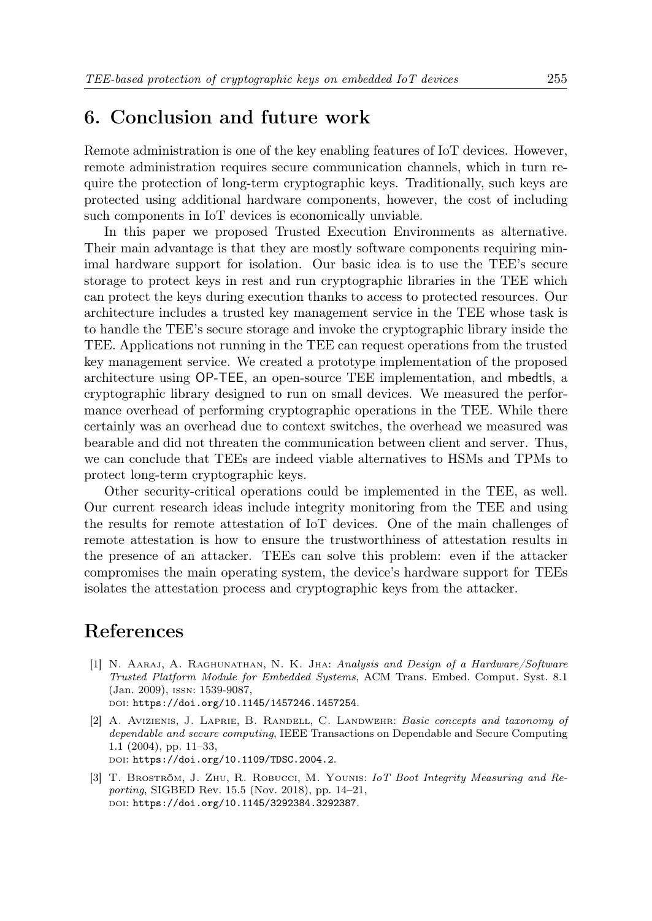## 6. Conclusion and future work

Remote administration is one of the key enabling features of IoT devices. However, remote administration requires secure communication channels, which in turn require the protection of long-term cryptographic keys. Traditionally, such keys are protected using additional hardware components, however, the cost of including such components in IoT devices is economically unviable.

In this paper we proposed Trusted Execution Environments as alternative. Their main advantage is that they are mostly software components requiring minimal hardware support for isolation. Our basic idea is to use the TEE's secure storage to protect keys in rest and run cryptographic libraries in the TEE which can protect the keys during execution thanks to access to protected resources. Our architecture includes a trusted key management service in the TEE whose task is to handle the TEE's secure storage and invoke the cryptographic library inside the TEE. Applications not running in the TEE can request operations from the trusted key management service. We created a prototype implementation of the proposed architecture using OP-TEE, an open-source TEE implementation, and mbedtls, a cryptographic library designed to run on small devices. We measured the performance overhead of performing cryptographic operations in the TEE. While there certainly was an overhead due to context switches, the overhead we measured was bearable and did not threaten the communication between client and server. Thus, we can conclude that TEEs are indeed viable alternatives to HSMs and TPMs to protect long-term cryptographic keys.

Other security-critical operations could be implemented in the TEE, as well. Our current research ideas include integrity monitoring from the TEE and using the results for remote attestation of IoT devices. One of the main challenges of remote attestation is how to ensure the trustworthiness of attestation results in the presence of an attacker. TEEs can solve this problem: even if the attacker compromises the main operating system, the device's hardware support for TEEs isolates the attestation process and cryptographic keys from the attacker.

## References

[1] N. Aaraj, A. Raghunathan, N. K. Jha: *Analysis and Design of a Hardware/Software Trusted Platform Module for Embedded Systems*, ACM Trans. Embed. Comput. Syst. 8.1 (Jan. 2009), issn: 1539-9087,
doi: `https://doi.org/10.1145/1457246.1457254`.

[2] A. Avizienis, J. Laprie, B. Randell, C. Landwehr: *Basic concepts and taxonomy of dependable and secure computing*, IEEE Transactions on Dependable and Secure Computing 1.1 (2004), pp. 11–33,
doi: `https://doi.org/10.1109/TDSC.2004.2`.

[3] T. Broström, J. Zhu, R. Robucci, M. Younis: *IoT Boot Integrity Measuring and Reporting*, SIGBED Rev. 15.5 (Nov. 2018), pp. 14–21,
doi: `https://doi.org/10.1145/3292384.3292387`.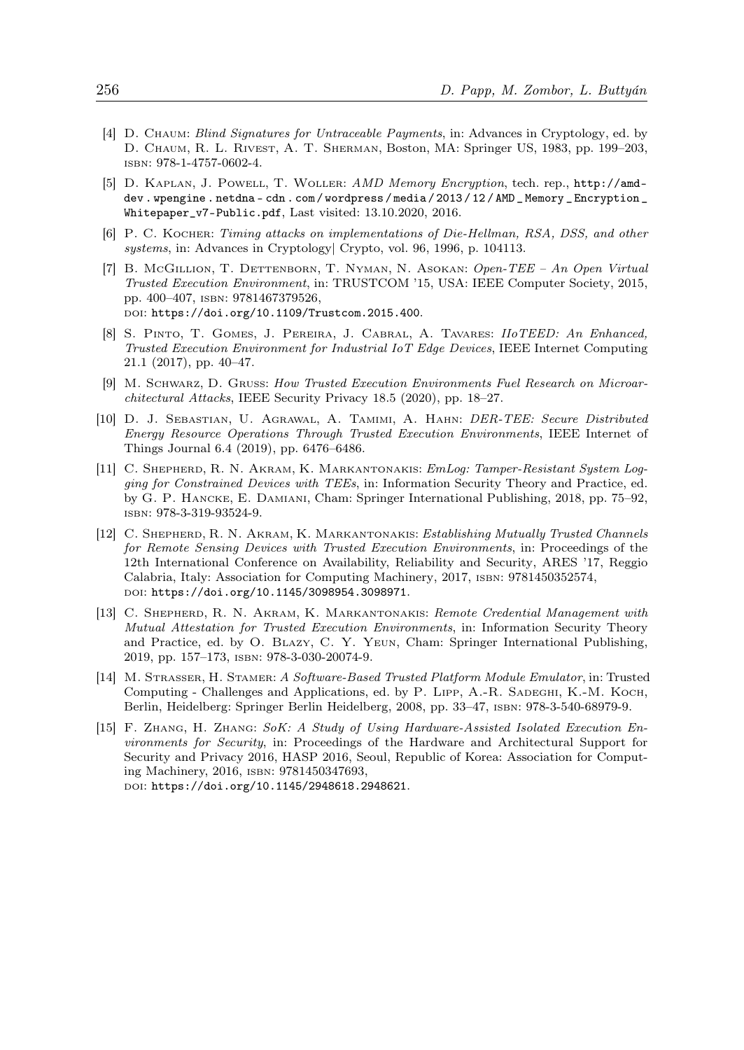[4] D. Chaum: *Blind Signatures for Untraceable Payments*, in: Advances in Cryptology, ed. by D. Chaum, R. L. Rivest, A. T. Sherman, Boston, MA: Springer US, 1983, pp. 199–203, isbn: 978-1-4757-0602-4.

[5] D. Kaplan, J. Powell, T. Woller: *AMD Memory Encryption*, tech. rep., `http://amd-dev.wpengine.netdna-cdn.com/wordpress/media/2013/12/AMD_Memory_Encryption_Whitepaper_v7-Public.pdf`, Last visited: 13.10.2020, 2016.

[6] P. C. Kocher: *Timing attacks on implementations of Die-Hellman, RSA, DSS, and other systems*, in: Advances in Cryptology| Crypto, vol. 96, 1996, p. 104113.

[7] B. McGillion, T. Dettenborn, T. Nyman, N. Asokan: *Open-TEE – An Open Virtual Trusted Execution Environment*, in: TRUSTCOM '15, USA: IEEE Computer Society, 2015, pp. 400–407, isbn: 9781467379526, doi: `https://doi.org/10.1109/Trustcom.2015.400`.

[8] S. Pinto, T. Gomes, J. Pereira, J. Cabral, A. Tavares: *IIoTEED: An Enhanced, Trusted Execution Environment for Industrial IoT Edge Devices*, IEEE Internet Computing 21.1 (2017), pp. 40–47.

[9] M. Schwarz, D. Gruss: *How Trusted Execution Environments Fuel Research on Microarchitectural Attacks*, IEEE Security Privacy 18.5 (2020), pp. 18–27.

[10] D. J. Sebastian, U. Agrawal, A. Tamimi, A. Hahn: *DER-TEE: Secure Distributed Energy Resource Operations Through Trusted Execution Environments*, IEEE Internet of Things Journal 6.4 (2019), pp. 6476–6486.

[11] C. Shepherd, R. N. Akram, K. Markantonakis: *EmLog: Tamper-Resistant System Logging for Constrained Devices with TEEs*, in: Information Security Theory and Practice, ed. by G. P. Hancke, E. Damiani, Cham: Springer International Publishing, 2018, pp. 75–92, isbn: 978-3-319-93524-9.

[12] C. Shepherd, R. N. Akram, K. Markantonakis: *Establishing Mutually Trusted Channels for Remote Sensing Devices with Trusted Execution Environments*, in: Proceedings of the 12th International Conference on Availability, Reliability and Security, ARES '17, Reggio Calabria, Italy: Association for Computing Machinery, 2017, isbn: 9781450352574, doi: `https://doi.org/10.1145/3098954.3098971`.

[13] C. Shepherd, R. N. Akram, K. Markantonakis: *Remote Credential Management with Mutual Attestation for Trusted Execution Environments*, in: Information Security Theory and Practice, ed. by O. Blazy, C. Y. Yeun, Cham: Springer International Publishing, 2019, pp. 157–173, isbn: 978-3-030-20074-9.

[14] M. Strasser, H. Stamer: *A Software-Based Trusted Platform Module Emulator*, in: Trusted Computing - Challenges and Applications, ed. by P. Lipp, A.-R. Sadeghi, K.-M. Koch, Berlin, Heidelberg: Springer Berlin Heidelberg, 2008, pp. 33–47, isbn: 978-3-540-68979-9.

[15] F. Zhang, H. Zhang: *SoK: A Study of Using Hardware-Assisted Isolated Execution Environments for Security*, in: Proceedings of the Hardware and Architectural Support for Security and Privacy 2016, HASP 2016, Seoul, Republic of Korea: Association for Computing Machinery, 2016, isbn: 9781450347693, doi: `https://doi.org/10.1145/2948618.2948621`.